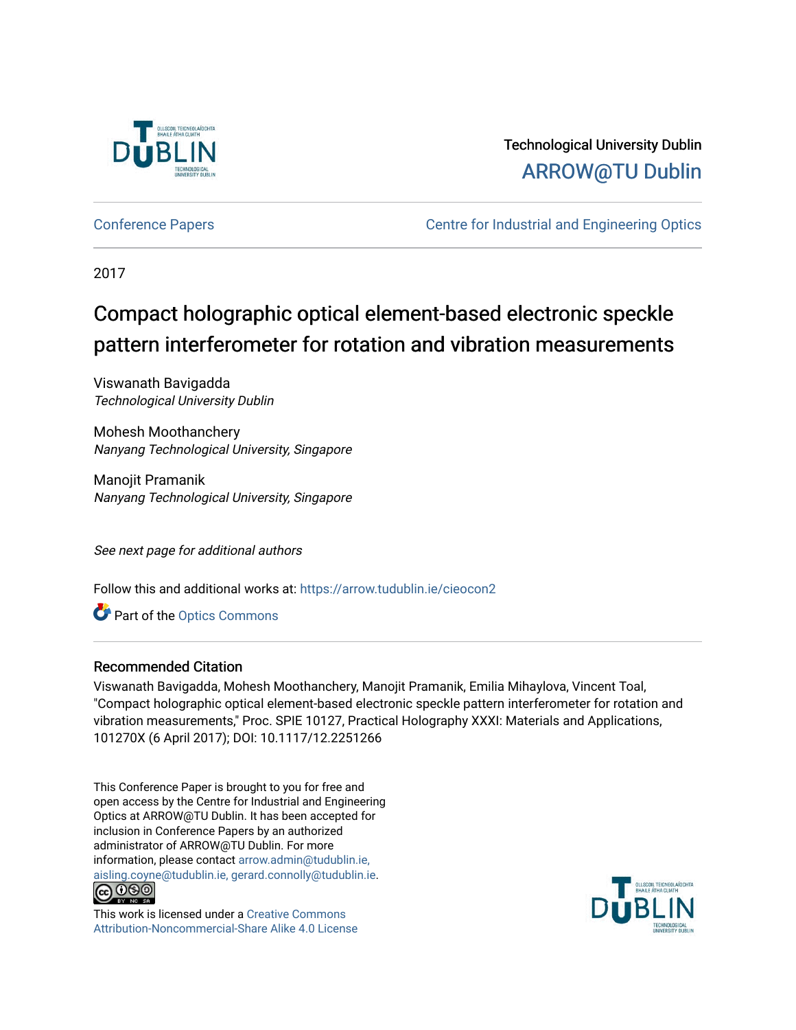Technological University Dublin

ARROW@TU Dublin

Conference Papers | Centre for Industrial and Engineering Optics

2017

# Compact holographic optical element-based electronic speckle pattern interferometer for rotation and vibration measurements

Viswanath Bavigadda
*Technological University Dublin*

Mohesh Moothanchery
*Nanyang Technological University, Singapore*

Manojit Pramanik
*Nanyang Technological University, Singapore*

*See next page for additional authors*

Follow this and additional works at: https://arrow.tudublin.ie/cieocon2

Part of the Optics Commons

## Recommended Citation

Viswanath Bavigadda, Mohesh Moothanchery, Manojit Pramanik, Emilia Mihaylova, Vincent Toal, "Compact holographic optical element-based electronic speckle pattern interferometer for rotation and vibration measurements," Proc. SPIE 10127, Practical Holography XXXI: Materials and Applications, 101270X (6 April 2017); DOI: 10.1117/12.2251266

This Conference Paper is brought to you for free and open access by the Centre for Industrial and Engineering Optics at ARROW@TU Dublin. It has been accepted for inclusion in Conference Papers by an authorized administrator of ARROW@TU Dublin. For more information, please contact arrow.admin@tudublin.ie, aisling.coyne@tudublin.ie, gerard.connolly@tudublin.ie.

This work is licensed under a Creative Commons Attribution-Noncommercial-Share Alike 4.0 License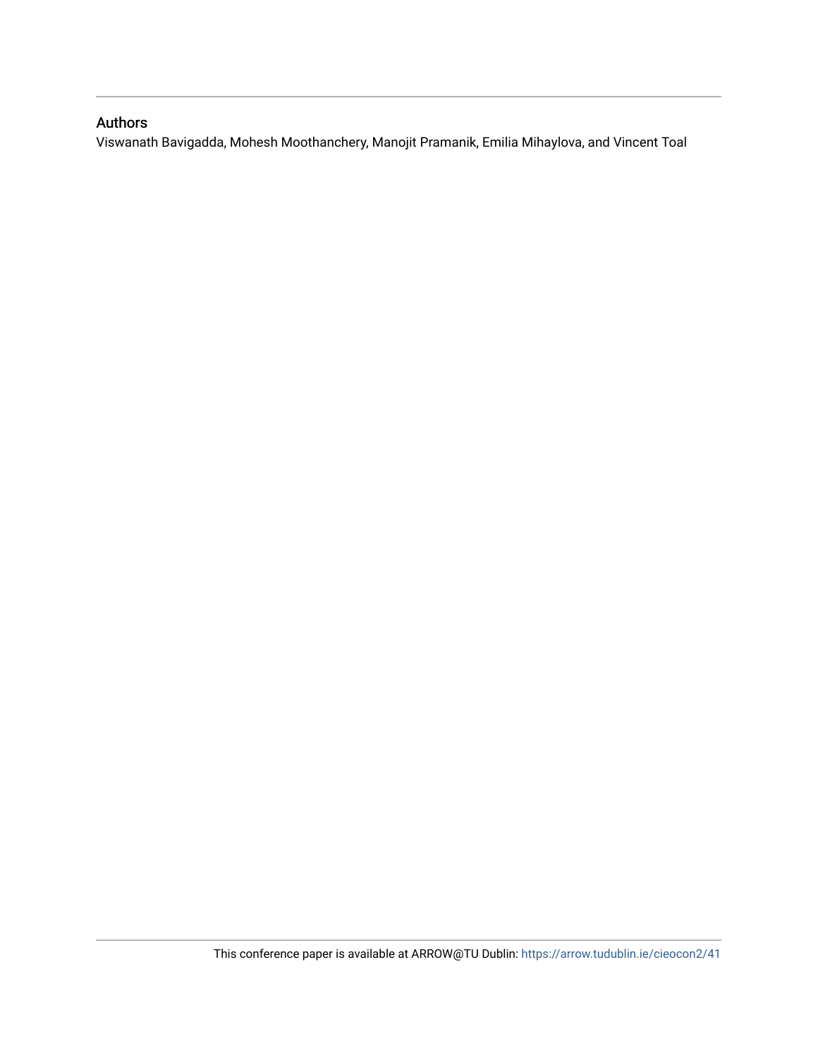## Authors

Viswanath Bavigadda, Mohesh Moothanchery, Manojit Pramanik, Emilia Mihaylova, and Vincent Toal

This conference paper is available at ARROW@TU Dublin: https://arrow.tudublin.ie/cieocon2/41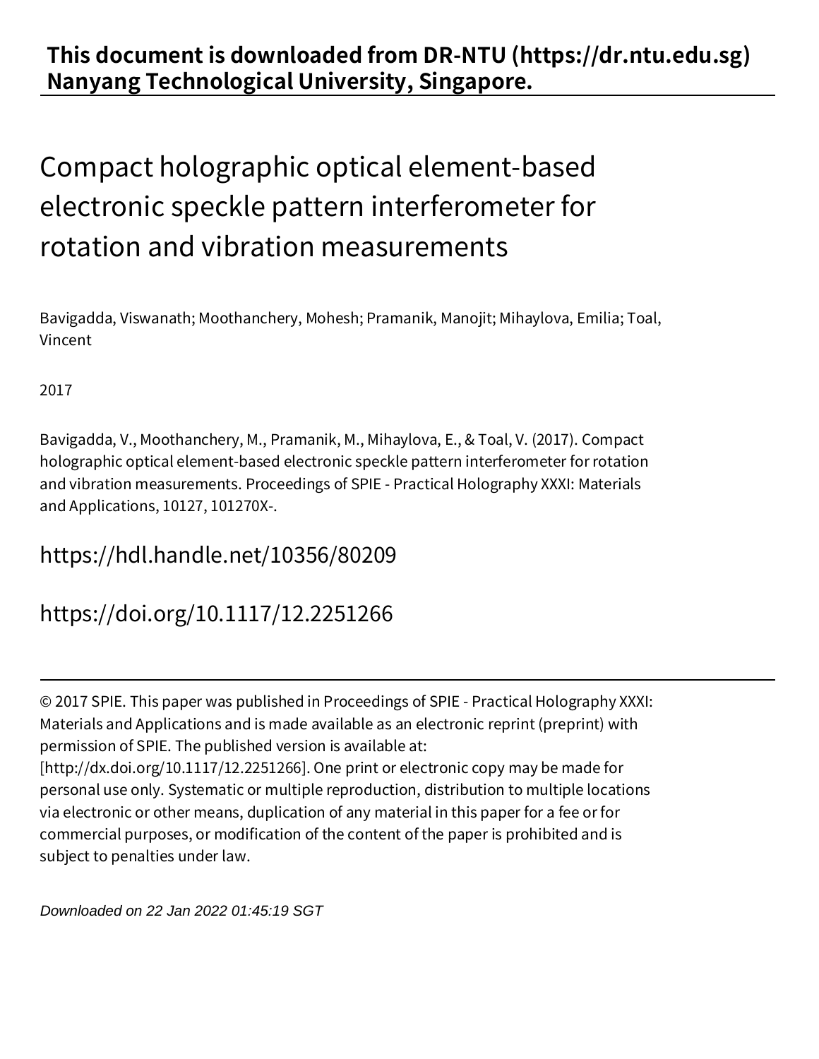**This document is downloaded from DR‑NTU (https://dr.ntu.edu.sg) Nanyang Technological University, Singapore.**

# Compact holographic optical element‑based electronic speckle pattern interferometer for rotation and vibration measurements

Bavigadda, Viswanath; Moothanchery, Mohesh; Pramanik, Manojit; Mihaylova, Emilia; Toal, Vincent

2017

Bavigadda, V., Moothanchery, M., Pramanik, M., Mihaylova, E., & Toal, V. (2017). Compact holographic optical element‑based electronic speckle pattern interferometer for rotation and vibration measurements. Proceedings of SPIE ‑ Practical Holography XXXI: Materials and Applications, 10127, 101270X‑.

https://hdl.handle.net/10356/80209

https://doi.org/10.1117/12.2251266

© 2017 SPIE. This paper was published in Proceedings of SPIE ‑ Practical Holography XXXI: Materials and Applications and is made available as an electronic reprint (preprint) with permission of SPIE. The published version is available at: [http://dx.doi.org/10.1117/12.2251266]. One print or electronic copy may be made for personal use only. Systematic or multiple reproduction, distribution to multiple locations via electronic or other means, duplication of any material in this paper for a fee or for commercial purposes, or modification of the content of the paper is prohibited and is subject to penalties under law.

*Downloaded on 22 Jan 2022 01:45:19 SGT*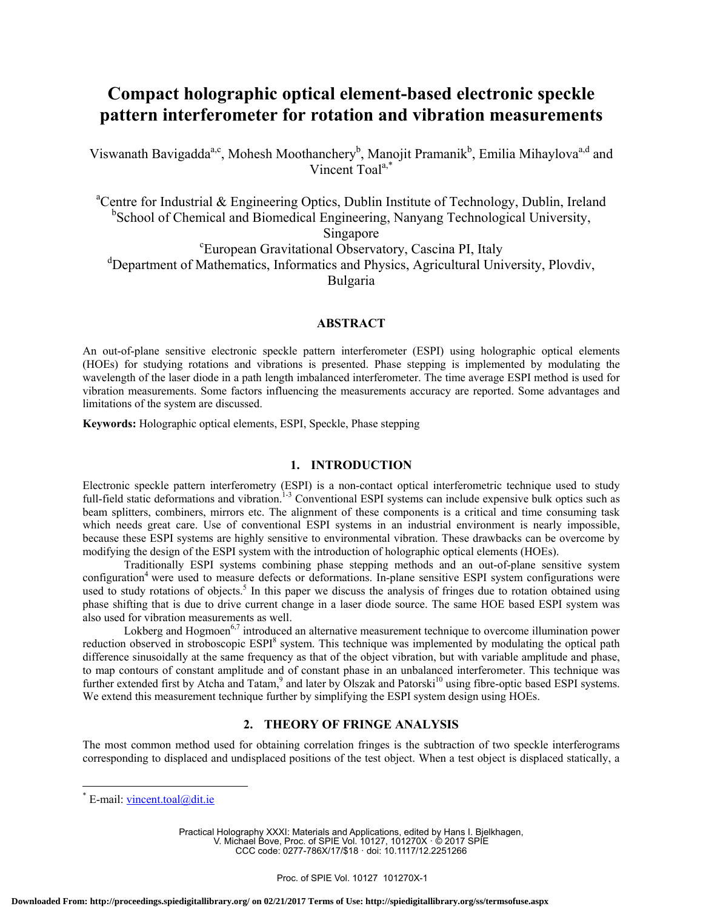# Compact holographic optical element-based electronic speckle pattern interferometer for rotation and vibration measurements

Viswanath Bavigadda[a,c], Mohesh Moothanchery[b], Manojit Pramanik[b], Emilia Mihaylova[a,d] and Vincent Toal[a,*]

[a]Centre for Industrial & Engineering Optics, Dublin Institute of Technology, Dublin, Ireland
[b]School of Chemical and Biomedical Engineering, Nanyang Technological University, Singapore
[c]European Gravitational Observatory, Cascina PI, Italy
[d]Department of Mathematics, Informatics and Physics, Agricultural University, Plovdiv, Bulgaria

## ABSTRACT

An out-of-plane sensitive electronic speckle pattern interferometer (ESPI) using holographic optical elements (HOEs) for studying rotations and vibrations is presented. Phase stepping is implemented by modulating the wavelength of the laser diode in a path length imbalanced interferometer. The time average ESPI method is used for vibration measurements. Some factors influencing the measurements accuracy are reported. Some advantages and limitations of the system are discussed.

**Keywords:** Holographic optical elements, ESPI, Speckle, Phase stepping

## 1. INTRODUCTION

Electronic speckle pattern interferometry (ESPI) is a non-contact optical interferometric technique used to study full-field static deformations and vibration.[1-3] Conventional ESPI systems can include expensive bulk optics such as beam splitters, combiners, mirrors etc. The alignment of these components is a critical and time consuming task which needs great care. Use of conventional ESPI systems in an industrial environment is nearly impossible, because these ESPI systems are highly sensitive to environmental vibration. These drawbacks can be overcome by modifying the design of the ESPI system with the introduction of holographic optical elements (HOEs).

Traditionally ESPI systems combining phase stepping methods and an out-of-plane sensitive system configuration[4] were used to measure defects or deformations. In-plane sensitive ESPI system configurations were used to study rotations of objects.[5] In this paper we discuss the analysis of fringes due to rotation obtained using phase shifting that is due to drive current change in a laser diode source. The same HOE based ESPI system was also used for vibration measurements as well.

Lokberg and Hogmoen[6,7] introduced an alternative measurement technique to overcome illumination power reduction observed in stroboscopic ESPI[8] system. This technique was implemented by modulating the optical path difference sinusoidally at the same frequency as that of the object vibration, but with variable amplitude and phase, to map contours of constant amplitude and of constant phase in an unbalanced interferometer. This technique was further extended first by Atcha and Tatam,[9] and later by Olszak and Patorski[10] using fibre-optic based ESPI systems. We extend this measurement technique further by simplifying the ESPI system design using HOEs.

## 2. THEORY OF FRINGE ANALYSIS

The most common method used for obtaining correlation fringes is the subtraction of two speckle interferograms corresponding to displaced and undisplaced positions of the test object. When a test object is displaced statically, a

[*] E-mail: vincent.toal@dit.ie

Practical Holography XXXI: Materials and Applications, edited by Hans I. Bjelkhagen, V. Michael Bove, Proc. of SPIE Vol. 10127, 101270X · © 2017 SPIE
CCC code: 0277-786X/17/$18 · doi: 10.1117/12.2251266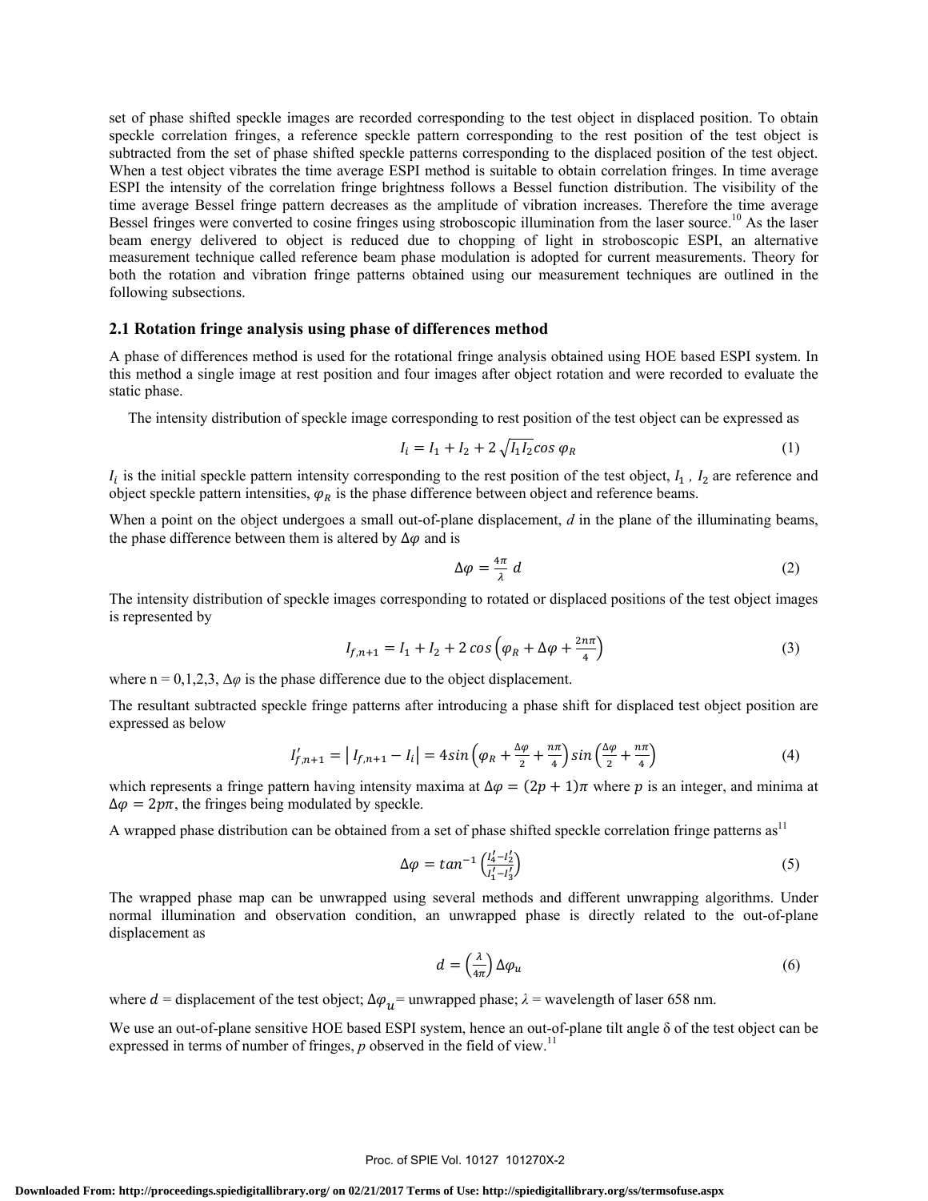set of phase shifted speckle images are recorded corresponding to the test object in displaced position. To obtain speckle correlation fringes, a reference speckle pattern corresponding to the rest position of the test object is subtracted from the set of phase shifted speckle patterns corresponding to the displaced position of the test object. When a test object vibrates the time average ESPI method is suitable to obtain correlation fringes. In time average ESPI the intensity of the correlation fringe brightness follows a Bessel function distribution. The visibility of the time average Bessel fringe pattern decreases as the amplitude of vibration increases. Therefore the time average Bessel fringes were converted to cosine fringes using stroboscopic illumination from the laser source.[10] As the laser beam energy delivered to object is reduced due to chopping of light in stroboscopic ESPI, an alternative measurement technique called reference beam phase modulation is adopted for current measurements. Theory for both the rotation and vibration fringe patterns obtained using our measurement techniques are outlined in the following subsections.

## 2.1 Rotation fringe analysis using phase of differences method

A phase of differences method is used for the rotational fringe analysis obtained using HOE based ESPI system. In this method a single image at rest position and four images after object rotation and were recorded to evaluate the static phase.

The intensity distribution of speckle image corresponding to rest position of the test object can be expressed as

$$I_i = I_1 + I_2 + 2\sqrt{I_1 I_2} \cos \varphi_R \tag{1}$$

$I_i$ is the initial speckle pattern intensity corresponding to the rest position of the test object, $I_1$ , $I_2$ are reference and object speckle pattern intensities, $\varphi_R$ is the phase difference between object and reference beams.

When a point on the object undergoes a small out-of-plane displacement, *d* in the plane of the illuminating beams, the phase difference between them is altered by $\Delta\varphi$ and is

$$\Delta\varphi = \frac{4\pi}{\lambda}\, d \tag{2}$$

The intensity distribution of speckle images corresponding to rotated or displaced positions of the test object images is represented by

$$I_{f,n+1} = I_1 + I_2 + 2\cos\left(\varphi_R + \Delta\varphi + \frac{2n\pi}{4}\right) \tag{3}$$

where n = 0,1,2,3, $\Delta\varphi$ is the phase difference due to the object displacement.

The resultant subtracted speckle fringe patterns after introducing a phase shift for displaced test object position are expressed as below

$$I'_{f,n+1} = \left| I_{f,n+1} - I_i \right| = 4\sin\left(\varphi_R + \frac{\Delta\varphi}{2} + \frac{n\pi}{4}\right)\sin\left(\frac{\Delta\varphi}{2} + \frac{n\pi}{4}\right) \tag{4}$$

which represents a fringe pattern having intensity maxima at $\Delta\varphi = (2p+1)\pi$ where $p$ is an integer, and minima at $\Delta\varphi = 2p\pi$, the fringes being modulated by speckle.

A wrapped phase distribution can be obtained from a set of phase shifted speckle correlation fringe patterns as[11]

$$\Delta\varphi = \tan^{-1}\left(\frac{I'_4 - I'_2}{I'_1 - I'_3}\right) \tag{5}$$

The wrapped phase map can be unwrapped using several methods and different unwrapping algorithms. Under normal illumination and observation condition, an unwrapped phase is directly related to the out-of-plane displacement as

$$d = \left(\frac{\lambda}{4\pi}\right)\Delta\varphi_u \tag{6}$$

where $d$ = displacement of the test object; $\Delta\varphi_u$ = unwrapped phase; $\lambda$ = wavelength of laser 658 nm.

We use an out-of-plane sensitive HOE based ESPI system, hence an out-of-plane tilt angle δ of the test object can be expressed in terms of number of fringes, *p* observed in the field of view.[11]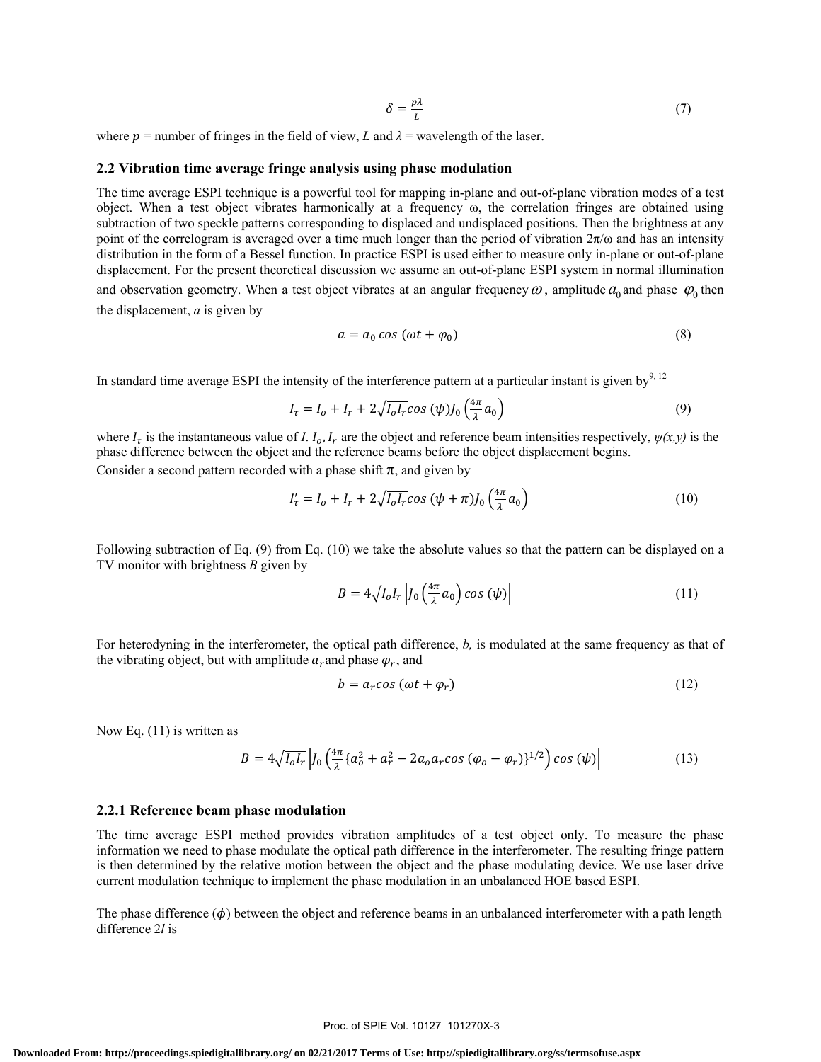$$\delta = \frac{p\lambda}{L} \tag{7}$$

where $p$ = number of fringes in the field of view, $L$ and $\lambda$ = wavelength of the laser.

## 2.2 Vibration time average fringe analysis using phase modulation

The time average ESPI technique is a powerful tool for mapping in-plane and out-of-plane vibration modes of a test object. When a test object vibrates harmonically at a frequency ω, the correlation fringes are obtained using subtraction of two speckle patterns corresponding to displaced and undisplaced positions. Then the brightness at any point of the correlogram is averaged over a time much longer than the period of vibration 2π/ω and has an intensity distribution in the form of a Bessel function. In practice ESPI is used either to measure only in-plane or out-of-plane displacement. For the present theoretical discussion we assume an out-of-plane ESPI system in normal illumination and observation geometry. When a test object vibrates at an angular frequency $\omega$, amplitude $a_0$ and phase $\varphi_0$ then the displacement, $a$ is given by

$$a = a_0 \cos(\omega t + \varphi_0) \tag{8}$$

In standard time average ESPI the intensity of the interference pattern at a particular instant is given by[9, 12]

$$I_\tau = I_o + I_r + 2\sqrt{I_o I_r} \cos(\psi) J_0\left(\frac{4\pi}{\lambda} a_0\right) \tag{9}$$

where $I_\tau$ is the instantaneous value of $I$. $I_o, I_r$ are the object and reference beam intensities respectively, $\psi(x,y)$ is the phase difference between the object and the reference beams before the object displacement begins.

Consider a second pattern recorded with a phase shift π, and given by

$$I'_\tau = I_o + I_r + 2\sqrt{I_o I_r} \cos(\psi + \pi) J_0\left(\frac{4\pi}{\lambda} a_0\right) \tag{10}$$

Following subtraction of Eq. (9) from Eq. (10) we take the absolute values so that the pattern can be displayed on a TV monitor with brightness $B$ given by

$$B = 4\sqrt{I_o I_r} \left| J_0\left(\frac{4\pi}{\lambda} a_0\right) \cos(\psi) \right| \tag{11}$$

For heterodyning in the interferometer, the optical path difference, $b$, is modulated at the same frequency as that of the vibrating object, but with amplitude $a_r$ and phase $\varphi_r$, and

$$b = a_r \cos(\omega t + \varphi_r) \tag{12}$$

Now Eq. (11) is written as

$$B = 4\sqrt{I_o I_r} \left| J_0\left(\frac{4\pi}{\lambda} \{a_o^2 + a_r^2 - 2a_o a_r \cos(\varphi_o - \varphi_r)\}^{1/2}\right) \cos(\psi) \right| \tag{13}$$

### 2.2.1 Reference beam phase modulation

The time average ESPI method provides vibration amplitudes of a test object only. To measure the phase information we need to phase modulate the optical path difference in the interferometer. The resulting fringe pattern is then determined by the relative motion between the object and the phase modulating device. We use laser drive current modulation technique to implement the phase modulation in an unbalanced HOE based ESPI.

The phase difference ($\phi$) between the object and reference beams in an unbalanced interferometer with a path length difference $2l$ is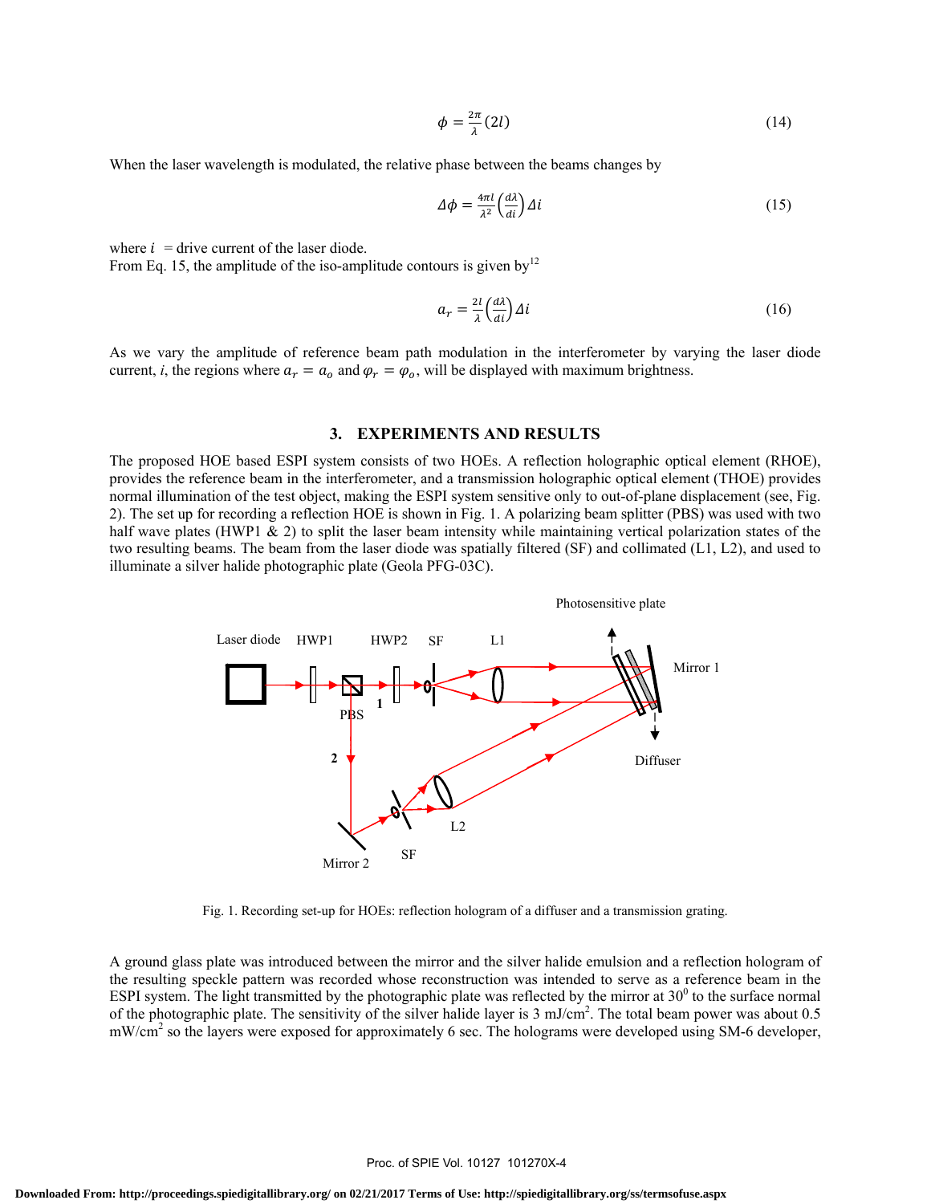$$\phi = \frac{2\pi}{\lambda}(2l) \tag{14}$$

When the laser wavelength is modulated, the relative phase between the beams changes by

$$\Delta\phi = \frac{4\pi l}{\lambda^2}\left(\frac{d\lambda}{di}\right)\Delta i \tag{15}$$

where $i$ = drive current of the laser diode.
From Eq. 15, the amplitude of the iso-amplitude contours is given by[12]

$$a_r = \frac{2l}{\lambda}\left(\frac{d\lambda}{di}\right)\Delta i \tag{16}$$

As we vary the amplitude of reference beam path modulation in the interferometer by varying the laser diode current, $i$, the regions where $a_r = a_o$ and $\varphi_r = \varphi_o$, will be displayed with maximum brightness.

## 3. EXPERIMENTS AND RESULTS

The proposed HOE based ESPI system consists of two HOEs. A reflection holographic optical element (RHOE), provides the reference beam in the interferometer, and a transmission holographic optical element (THOE) provides normal illumination of the test object, making the ESPI system sensitive only to out-of-plane displacement (see, Fig. 2). The set up for recording a reflection HOE is shown in Fig. 1. A polarizing beam splitter (PBS) was used with two half wave plates (HWP1 & 2) to split the laser beam intensity while maintaining vertical polarization states of the two resulting beams. The beam from the laser diode was spatially filtered (SF) and collimated (L1, L2), and used to illuminate a silver halide photographic plate (Geola PFG-03C).

Fig. 1. Recording set-up for HOEs: reflection hologram of a diffuser and a transmission grating.

A ground glass plate was introduced between the mirror and the silver halide emulsion and a reflection hologram of the resulting speckle pattern was recorded whose reconstruction was intended to serve as a reference beam in the ESPI system. The light transmitted by the photographic plate was reflected by the mirror at $30^0$ to the surface normal of the photographic plate. The sensitivity of the silver halide layer is 3 mJ/cm$^2$. The total beam power was about 0.5 mW/cm$^2$ so the layers were exposed for approximately 6 sec. The holograms were developed using SM-6 developer,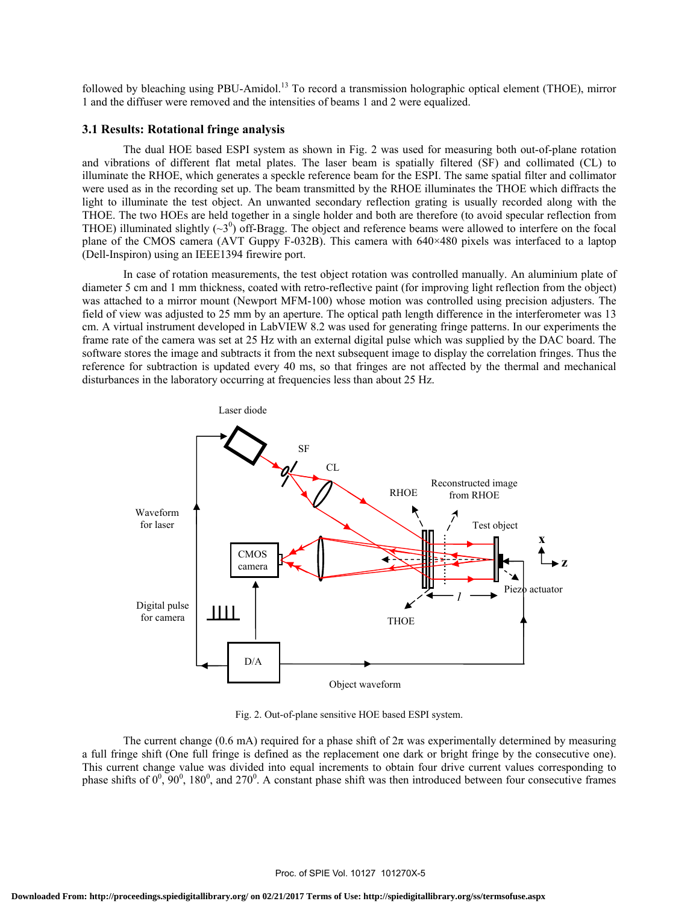followed by bleaching using PBU-Amidol.[13] To record a transmission holographic optical element (THOE), mirror 1 and the diffuser were removed and the intensities of beams 1 and 2 were equalized.

### 3.1 Results: Rotational fringe analysis

The dual HOE based ESPI system as shown in Fig. 2 was used for measuring both out-of-plane rotation and vibrations of different flat metal plates. The laser beam is spatially filtered (SF) and collimated (CL) to illuminate the RHOE, which generates a speckle reference beam for the ESPI. The same spatial filter and collimator were used as in the recording set up. The beam transmitted by the RHOE illuminates the THOE which diffracts the light to illuminate the test object. An unwanted secondary reflection grating is usually recorded along with the THOE. The two HOEs are held together in a single holder and both are therefore (to avoid specular reflection from THOE) illuminated slightly (~3$^0$) off-Bragg. The object and reference beams were allowed to interfere on the focal plane of the CMOS camera (AVT Guppy F-032B). This camera with 640×480 pixels was interfaced to a laptop (Dell-Inspiron) using an IEEE1394 firewire port.

In case of rotation measurements, the test object rotation was controlled manually. An aluminium plate of diameter 5 cm and 1 mm thickness, coated with retro-reflective paint (for improving light reflection from the object) was attached to a mirror mount (Newport MFM-100) whose motion was controlled using precision adjusters. The field of view was adjusted to 25 mm by an aperture. The optical path length difference in the interferometer was 13 cm. A virtual instrument developed in LabVIEW 8.2 was used for generating fringe patterns. In our experiments the frame rate of the camera was set at 25 Hz with an external digital pulse which was supplied by the DAC board. The software stores the image and subtracts it from the next subsequent image to display the correlation fringes. Thus the reference for subtraction is updated every 40 ms, so that fringes are not affected by the thermal and mechanical disturbances in the laboratory occurring at frequencies less than about 25 Hz.

Fig. 2. Out-of-plane sensitive HOE based ESPI system.

The current change (0.6 mA) required for a phase shift of 2π was experimentally determined by measuring a full fringe shift (One full fringe is defined as the replacement one dark or bright fringe by the consecutive one). This current change value was divided into equal increments to obtain four drive current values corresponding to phase shifts of 0$^0$, 90$^0$, 180$^0$, and 270$^0$. A constant phase shift was then introduced between four consecutive frames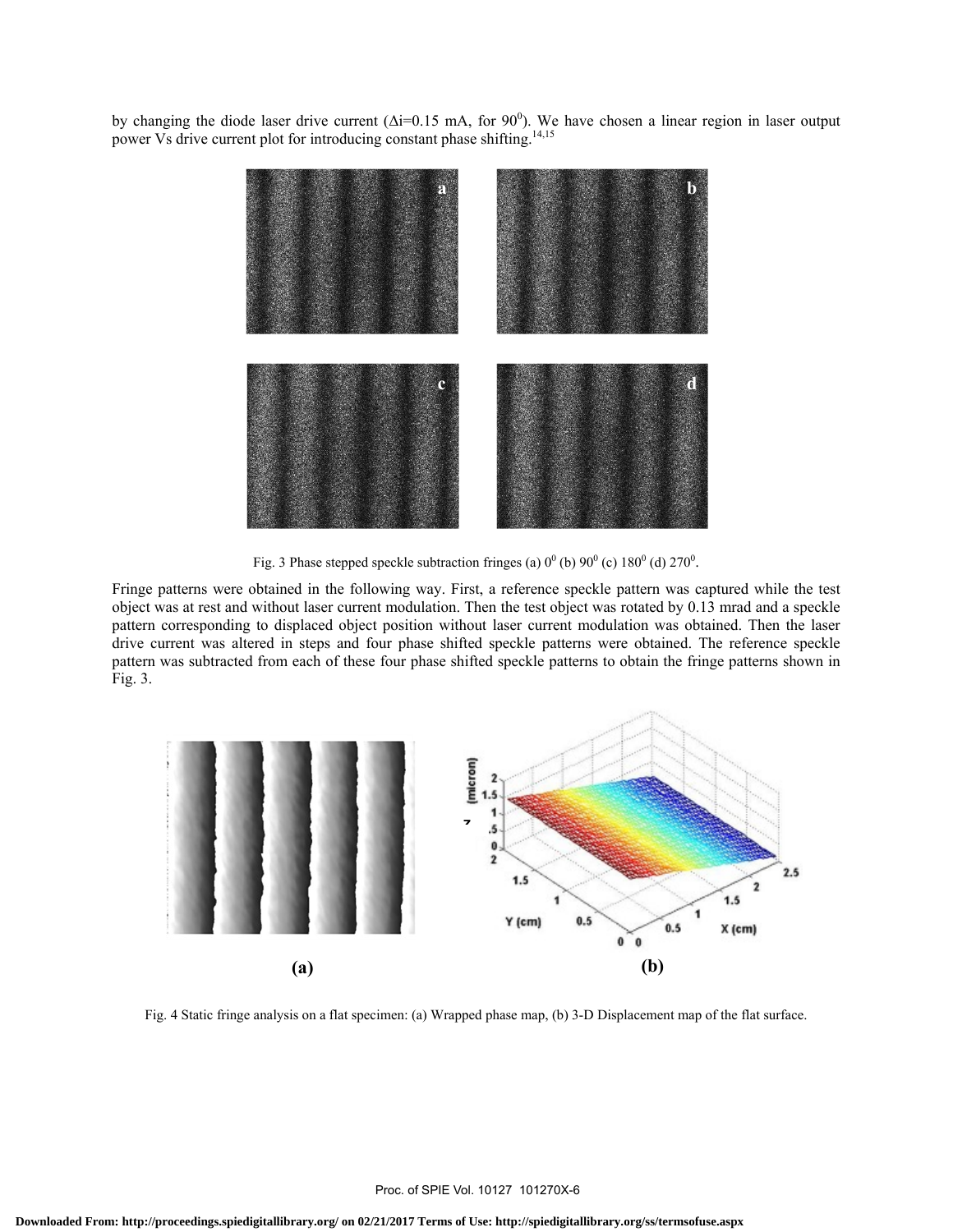by changing the diode laser drive current ($\Delta i$=0.15 mA, for $90^0$). We have chosen a linear region in laser output power Vs drive current plot for introducing constant phase shifting.[14,15]

Fig. 3 Phase stepped speckle subtraction fringes (a) $0^0$ (b) $90^0$ (c) $180^0$ (d) $270^0$.

Fringe patterns were obtained in the following way. First, a reference speckle pattern was captured while the test object was at rest and without laser current modulation. Then the test object was rotated by 0.13 mrad and a speckle pattern corresponding to displaced object position without laser current modulation was obtained. Then the laser drive current was altered in steps and four phase shifted speckle patterns were obtained. The reference speckle pattern was subtracted from each of these four phase shifted speckle patterns to obtain the fringe patterns shown in Fig. 3.

Fig. 4 Static fringe analysis on a flat specimen: (a) Wrapped phase map, (b) 3-D Displacement map of the flat surface.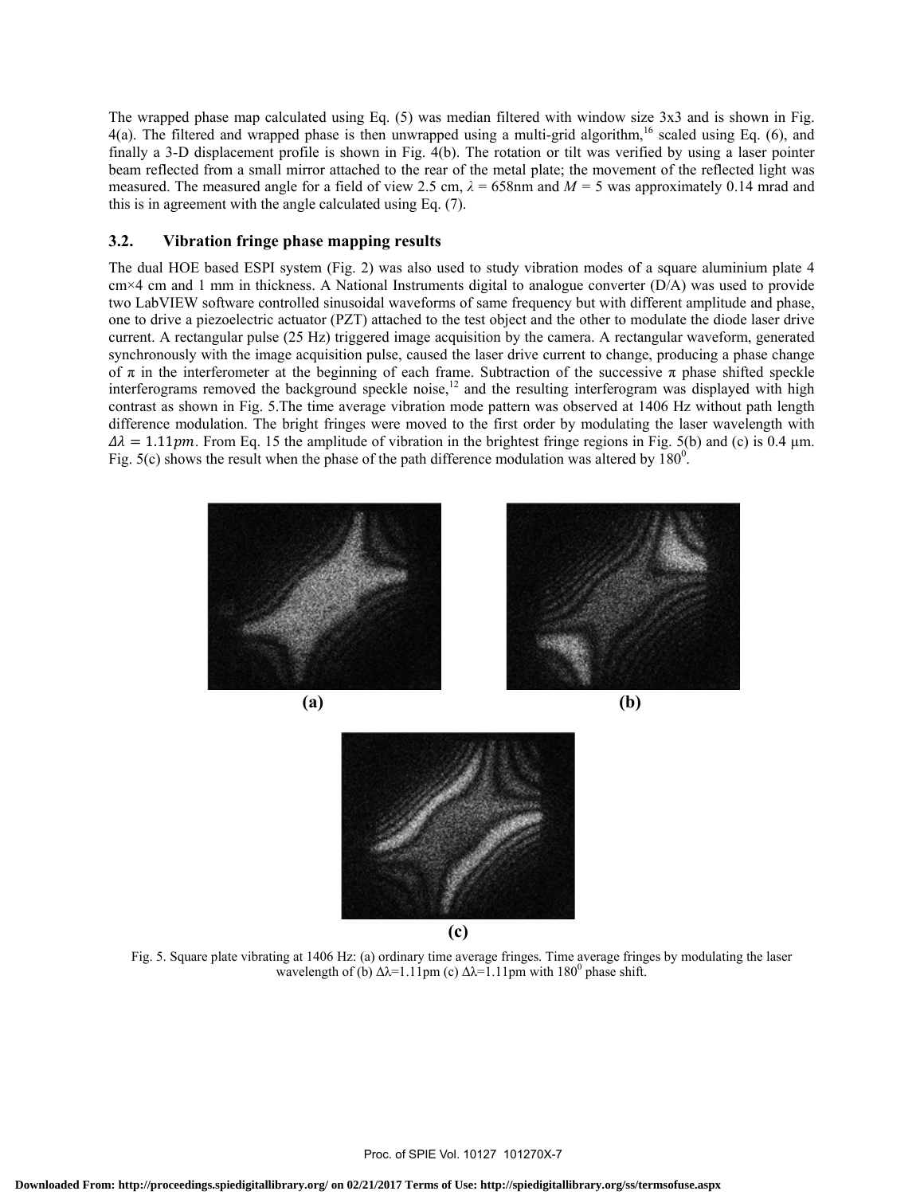The wrapped phase map calculated using Eq. (5) was median filtered with window size 3x3 and is shown in Fig. 4(a). The filtered and wrapped phase is then unwrapped using a multi-grid algorithm,[16] scaled using Eq. (6), and finally a 3-D displacement profile is shown in Fig. 4(b). The rotation or tilt was verified by using a laser pointer beam reflected from a small mirror attached to the rear of the metal plate; the movement of the reflected light was measured. The measured angle for a field of view 2.5 cm, $\lambda$ = 658nm and $M$ = 5 was approximately 0.14 mrad and this is in agreement with the angle calculated using Eq. (7).

### 3.2. Vibration fringe phase mapping results

The dual HOE based ESPI system (Fig. 2) was also used to study vibration modes of a square aluminium plate 4 cm×4 cm and 1 mm in thickness. A National Instruments digital to analogue converter (D/A) was used to provide two LabVIEW software controlled sinusoidal waveforms of same frequency but with different amplitude and phase, one to drive a piezoelectric actuator (PZT) attached to the test object and the other to modulate the diode laser drive current. A rectangular pulse (25 Hz) triggered image acquisition by the camera. A rectangular waveform, generated synchronously with the image acquisition pulse, caused the laser drive current to change, producing a phase change of $\pi$ in the interferometer at the beginning of each frame. Subtraction of the successive $\pi$ phase shifted speckle interferograms removed the background speckle noise,[12] and the resulting interferogram was displayed with high contrast as shown in Fig. 5.The time average vibration mode pattern was observed at 1406 Hz without path length difference modulation. The bright fringes were moved to the first order by modulating the laser wavelength with $\Delta\lambda = 1.11pm$. From Eq. 15 the amplitude of vibration in the brightest fringe regions in Fig. 5(b) and (c) is 0.4 μm. Fig. 5(c) shows the result when the phase of the path difference modulation was altered by $180^0$.

(a)

(b)

(c)

Fig. 5. Square plate vibrating at 1406 Hz: (a) ordinary time average fringes. Time average fringes by modulating the laser wavelength of (b) $\Delta\lambda$=1.11pm (c) $\Delta\lambda$=1.11pm with $180^0$ phase shift.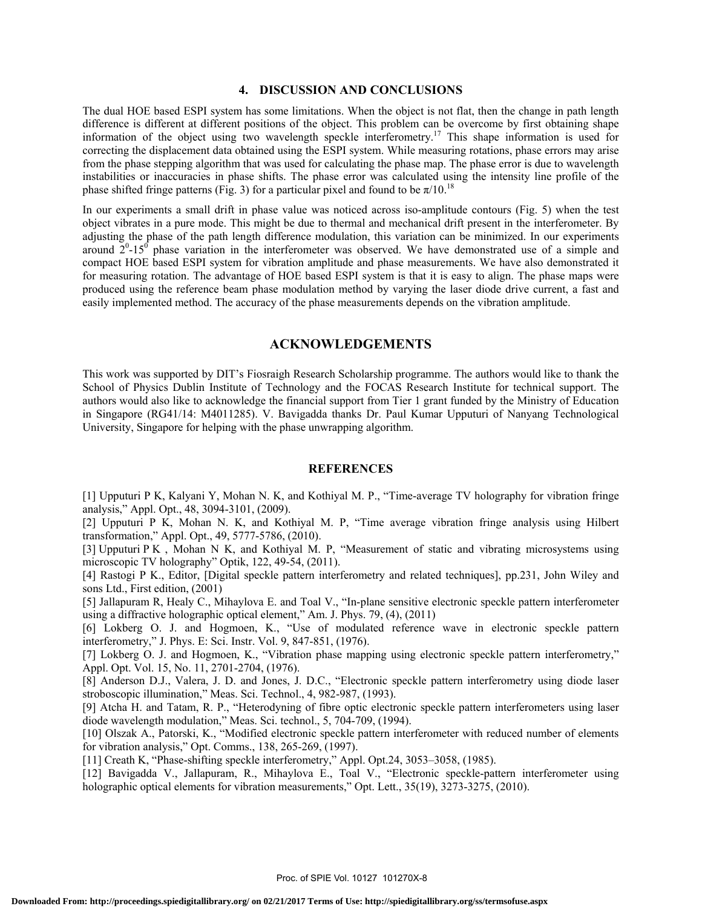## 4. DISCUSSION AND CONCLUSIONS

The dual HOE based ESPI system has some limitations. When the object is not flat, then the change in path length difference is different at different positions of the object. This problem can be overcome by first obtaining shape information of the object using two wavelength speckle interferometry.[17] This shape information is used for correcting the displacement data obtained using the ESPI system. While measuring rotations, phase errors may arise from the phase stepping algorithm that was used for calculating the phase map. The phase error is due to wavelength instabilities or inaccuracies in phase shifts. The phase error was calculated using the intensity line profile of the phase shifted fringe patterns (Fig. 3) for a particular pixel and found to be $\pi/10$.[18]

In our experiments a small drift in phase value was noticed across iso-amplitude contours (Fig. 5) when the test object vibrates in a pure mode. This might be due to thermal and mechanical drift present in the interferometer. By adjusting the phase of the path length difference modulation, this variation can be minimized. In our experiments around $2^0$-$15^0$ phase variation in the interferometer was observed. We have demonstrated use of a simple and compact HOE based ESPI system for vibration amplitude and phase measurements. We have also demonstrated it for measuring rotation. The advantage of HOE based ESPI system is that it is easy to align. The phase maps were produced using the reference beam phase modulation method by varying the laser diode drive current, a fast and easily implemented method. The accuracy of the phase measurements depends on the vibration amplitude.

## ACKNOWLEDGEMENTS

This work was supported by DIT's Fiosraigh Research Scholarship programme. The authors would like to thank the School of Physics Dublin Institute of Technology and the FOCAS Research Institute for technical support. The authors would also like to acknowledge the financial support from Tier 1 grant funded by the Ministry of Education in Singapore (RG41/14: M4011285). V. Bavigadda thanks Dr. Paul Kumar Upputuri of Nanyang Technological University, Singapore for helping with the phase unwrapping algorithm.

## REFERENCES

[1] Upputuri P K, Kalyani Y, Mohan N. K, and Kothiyal M. P., "Time-average TV holography for vibration fringe analysis," Appl. Opt., 48, 3094-3101, (2009).

[2] Upputuri P K, Mohan N. K, and Kothiyal M. P, "Time average vibration fringe analysis using Hilbert transformation," Appl. Opt., 49, 5777-5786, (2010).

[3] Upputuri P K , Mohan N K, and Kothiyal M. P, "Measurement of static and vibrating microsystems using microscopic TV holography" Optik, 122, 49-54, (2011).

[4] Rastogi P K., Editor, [Digital speckle pattern interferometry and related techniques], pp.231, John Wiley and sons Ltd., First edition, (2001)

[5] Jallapuram R, Healy C., Mihaylova E. and Toal V., "In-plane sensitive electronic speckle pattern interferometer using a diffractive holographic optical element," Am. J. Phys. 79, (4), (2011)

[6] Lokberg O. J. and Hogmoen, K., "Use of modulated reference wave in electronic speckle pattern interferometry," J. Phys. E: Sci. Instr. Vol. 9, 847-851, (1976).

[7] Lokberg O. J. and Hogmoen, K., "Vibration phase mapping using electronic speckle pattern interferometry," Appl. Opt. Vol. 15, No. 11, 2701-2704, (1976).

[8] Anderson D.J., Valera, J. D. and Jones, J. D.C., "Electronic speckle pattern interferometry using diode laser stroboscopic illumination," Meas. Sci. Technol., 4, 982-987, (1993).

[9] Atcha H. and Tatam, R. P., "Heterodyning of fibre optic electronic speckle pattern interferometers using laser diode wavelength modulation," Meas. Sci. technol., 5, 704-709, (1994).

[10] Olszak A., Patorski, K., "Modified electronic speckle pattern interferometer with reduced number of elements for vibration analysis," Opt. Comms., 138, 265-269, (1997).

[11] Creath K, "Phase-shifting speckle interferometry," Appl. Opt.24, 3053–3058, (1985).

[12] Bavigadda V., Jallapuram, R., Mihaylova E., Toal V., "Electronic speckle-pattern interferometer using holographic optical elements for vibration measurements," Opt. Lett., 35(19), 3273-3275, (2010).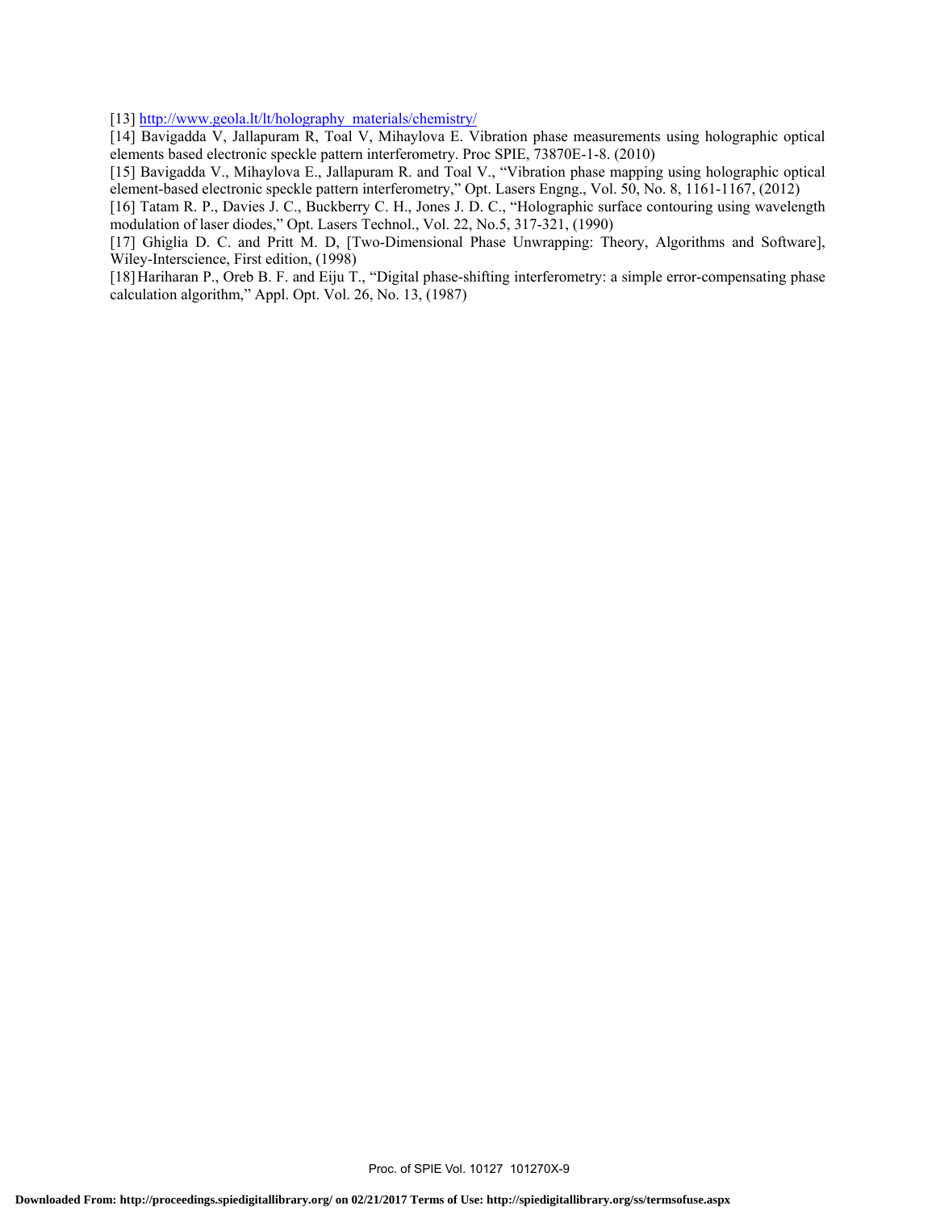[13] http://www.geola.lt/lt/holography_materials/chemistry/

[14] Bavigadda V, Jallapuram R, Toal V, Mihaylova E. Vibration phase measurements using holographic optical elements based electronic speckle pattern interferometry. Proc SPIE, 73870E-1-8. (2010)

[15] Bavigadda V., Mihaylova E., Jallapuram R. and Toal V., "Vibration phase mapping using holographic optical element-based electronic speckle pattern interferometry," Opt. Lasers Engng., Vol. 50, No. 8, 1161-1167, (2012)

[16] Tatam R. P., Davies J. C., Buckberry C. H., Jones J. D. C., "Holographic surface contouring using wavelength modulation of laser diodes," Opt. Lasers Technol., Vol. 22, No.5, 317-321, (1990)

[17] Ghiglia D. C. and Pritt M. D, [Two-Dimensional Phase Unwrapping: Theory, Algorithms and Software], Wiley-Interscience, First edition, (1998)

[18] Hariharan P., Oreb B. F. and Eiju T., "Digital phase-shifting interferometry: a simple error-compensating phase calculation algorithm," Appl. Opt. Vol. 26, No. 13, (1987)